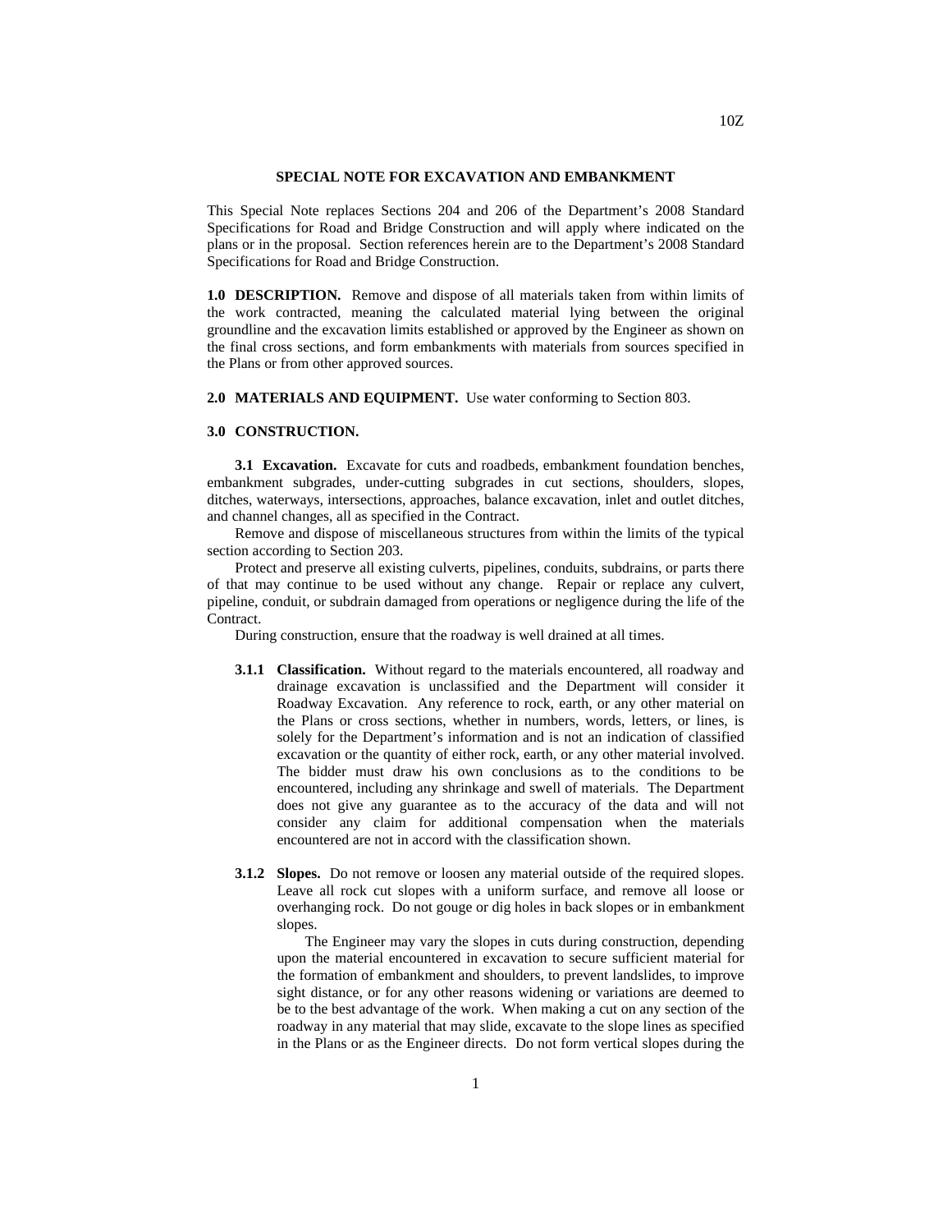## SPECIAL NOTE FOR EXCAVATION AND EMBANKMENT

This Special Note replaces Sections 204 and 206 of the Department's 2008 Standard Specifications for Road and Bridge Construction and will apply where indicated on the plans or in the proposal. Section references herein are to the Department's 2008 Standard Specifications for Road and Bridge Construction.

**1.0 DESCRIPTION.** Remove and dispose of all materials taken from within limits of the work contracted, meaning the calculated material lying between the original groundline and the excavation limits established or approved by the Engineer as shown on the final cross sections, and form embankments with materials from sources specified in the Plans or from other approved sources.

**2.0 MATERIALS AND EQUIPMENT.** Use water conforming to Section 803.

**3.0 CONSTRUCTION.**

**3.1 Excavation.** Excavate for cuts and roadbeds, embankment foundation benches, embankment subgrades, under-cutting subgrades in cut sections, shoulders, slopes, ditches, waterways, intersections, approaches, balance excavation, inlet and outlet ditches, and channel changes, all as specified in the Contract.

Remove and dispose of miscellaneous structures from within the limits of the typical section according to Section 203.

Protect and preserve all existing culverts, pipelines, conduits, subdrains, or parts there of that may continue to be used without any change. Repair or replace any culvert, pipeline, conduit, or subdrain damaged from operations or negligence during the life of the Contract.

During construction, ensure that the roadway is well drained at all times.

**3.1.1 Classification.** Without regard to the materials encountered, all roadway and drainage excavation is unclassified and the Department will consider it Roadway Excavation. Any reference to rock, earth, or any other material on the Plans or cross sections, whether in numbers, words, letters, or lines, is solely for the Department's information and is not an indication of classified excavation or the quantity of either rock, earth, or any other material involved. The bidder must draw his own conclusions as to the conditions to be encountered, including any shrinkage and swell of materials. The Department does not give any guarantee as to the accuracy of the data and will not consider any claim for additional compensation when the materials encountered are not in accord with the classification shown.

**3.1.2 Slopes.** Do not remove or loosen any material outside of the required slopes. Leave all rock cut slopes with a uniform surface, and remove all loose or overhanging rock. Do not gouge or dig holes in back slopes or in embankment slopes.

The Engineer may vary the slopes in cuts during construction, depending upon the material encountered in excavation to secure sufficient material for the formation of embankment and shoulders, to prevent landslides, to improve sight distance, or for any other reasons widening or variations are deemed to be to the best advantage of the work. When making a cut on any section of the roadway in any material that may slide, excavate to the slope lines as specified in the Plans or as the Engineer directs. Do not form vertical slopes during the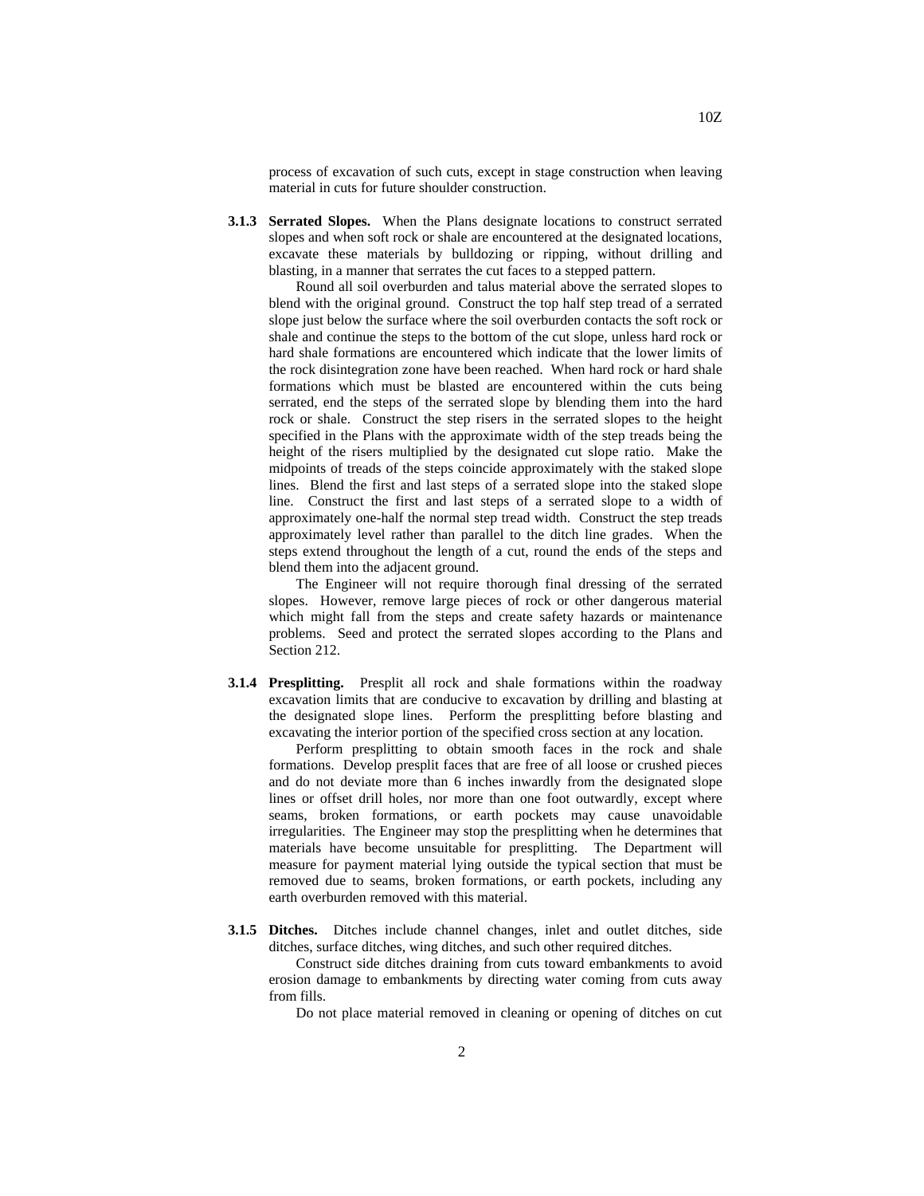process of excavation of such cuts, except in stage construction when leaving material in cuts for future shoulder construction.

**3.1.3 Serrated Slopes.** When the Plans designate locations to construct serrated slopes and when soft rock or shale are encountered at the designated locations, excavate these materials by bulldozing or ripping, without drilling and blasting, in a manner that serrates the cut faces to a stepped pattern.

Round all soil overburden and talus material above the serrated slopes to blend with the original ground. Construct the top half step tread of a serrated slope just below the surface where the soil overburden contacts the soft rock or shale and continue the steps to the bottom of the cut slope, unless hard rock or hard shale formations are encountered which indicate that the lower limits of the rock disintegration zone have been reached. When hard rock or hard shale formations which must be blasted are encountered within the cuts being serrated, end the steps of the serrated slope by blending them into the hard rock or shale. Construct the step risers in the serrated slopes to the height specified in the Plans with the approximate width of the step treads being the height of the risers multiplied by the designated cut slope ratio. Make the midpoints of treads of the steps coincide approximately with the staked slope lines. Blend the first and last steps of a serrated slope into the staked slope line. Construct the first and last steps of a serrated slope to a width of approximately one-half the normal step tread width. Construct the step treads approximately level rather than parallel to the ditch line grades. When the steps extend throughout the length of a cut, round the ends of the steps and blend them into the adjacent ground.

The Engineer will not require thorough final dressing of the serrated slopes. However, remove large pieces of rock or other dangerous material which might fall from the steps and create safety hazards or maintenance problems. Seed and protect the serrated slopes according to the Plans and Section 212.

**3.1.4 Presplitting.** Presplit all rock and shale formations within the roadway excavation limits that are conducive to excavation by drilling and blasting at the designated slope lines. Perform the presplitting before blasting and excavating the interior portion of the specified cross section at any location.

Perform presplitting to obtain smooth faces in the rock and shale formations. Develop presplit faces that are free of all loose or crushed pieces and do not deviate more than 6 inches inwardly from the designated slope lines or offset drill holes, nor more than one foot outwardly, except where seams, broken formations, or earth pockets may cause unavoidable irregularities. The Engineer may stop the presplitting when he determines that materials have become unsuitable for presplitting. The Department will measure for payment material lying outside the typical section that must be removed due to seams, broken formations, or earth pockets, including any earth overburden removed with this material.

**3.1.5 Ditches.** Ditches include channel changes, inlet and outlet ditches, side ditches, surface ditches, wing ditches, and such other required ditches.

Construct side ditches draining from cuts toward embankments to avoid erosion damage to embankments by directing water coming from cuts away from fills.

Do not place material removed in cleaning or opening of ditches on cut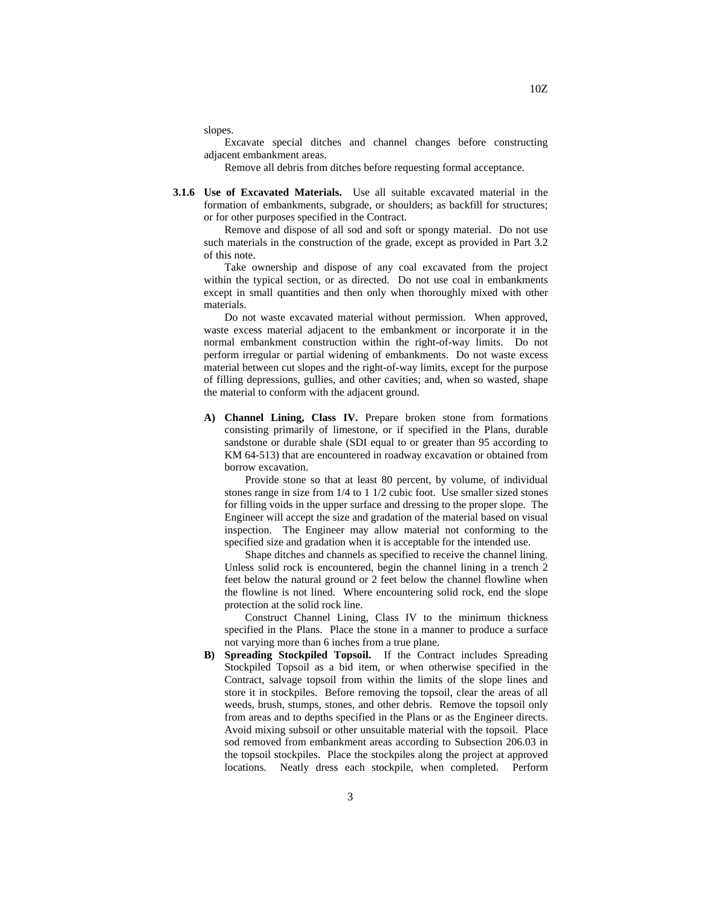slopes.

Excavate special ditches and channel changes before constructing adjacent embankment areas.

Remove all debris from ditches before requesting formal acceptance.

**3.1.6 Use of Excavated Materials.** Use all suitable excavated material in the formation of embankments, subgrade, or shoulders; as backfill for structures; or for other purposes specified in the Contract.

Remove and dispose of all sod and soft or spongy material. Do not use such materials in the construction of the grade, except as provided in Part 3.2 of this note.

Take ownership and dispose of any coal excavated from the project within the typical section, or as directed. Do not use coal in embankments except in small quantities and then only when thoroughly mixed with other materials.

Do not waste excavated material without permission. When approved, waste excess material adjacent to the embankment or incorporate it in the normal embankment construction within the right-of-way limits. Do not perform irregular or partial widening of embankments. Do not waste excess material between cut slopes and the right-of-way limits, except for the purpose of filling depressions, gullies, and other cavities; and, when so wasted, shape the material to conform with the adjacent ground.

**A) Channel Lining, Class IV.** Prepare broken stone from formations consisting primarily of limestone, or if specified in the Plans, durable sandstone or durable shale (SDI equal to or greater than 95 according to KM 64-513) that are encountered in roadway excavation or obtained from borrow excavation.

Provide stone so that at least 80 percent, by volume, of individual stones range in size from 1/4 to 1 1/2 cubic foot. Use smaller sized stones for filling voids in the upper surface and dressing to the proper slope. The Engineer will accept the size and gradation of the material based on visual inspection. The Engineer may allow material not conforming to the specified size and gradation when it is acceptable for the intended use.

Shape ditches and channels as specified to receive the channel lining. Unless solid rock is encountered, begin the channel lining in a trench 2 feet below the natural ground or 2 feet below the channel flowline when the flowline is not lined. Where encountering solid rock, end the slope protection at the solid rock line.

Construct Channel Lining, Class IV to the minimum thickness specified in the Plans. Place the stone in a manner to produce a surface not varying more than 6 inches from a true plane.

**B) Spreading Stockpiled Topsoil.** If the Contract includes Spreading Stockpiled Topsoil as a bid item, or when otherwise specified in the Contract, salvage topsoil from within the limits of the slope lines and store it in stockpiles. Before removing the topsoil, clear the areas of all weeds, brush, stumps, stones, and other debris. Remove the topsoil only from areas and to depths specified in the Plans or as the Engineer directs. Avoid mixing subsoil or other unsuitable material with the topsoil. Place sod removed from embankment areas according to Subsection 206.03 in the topsoil stockpiles. Place the stockpiles along the project at approved locations. Neatly dress each stockpile, when completed. Perform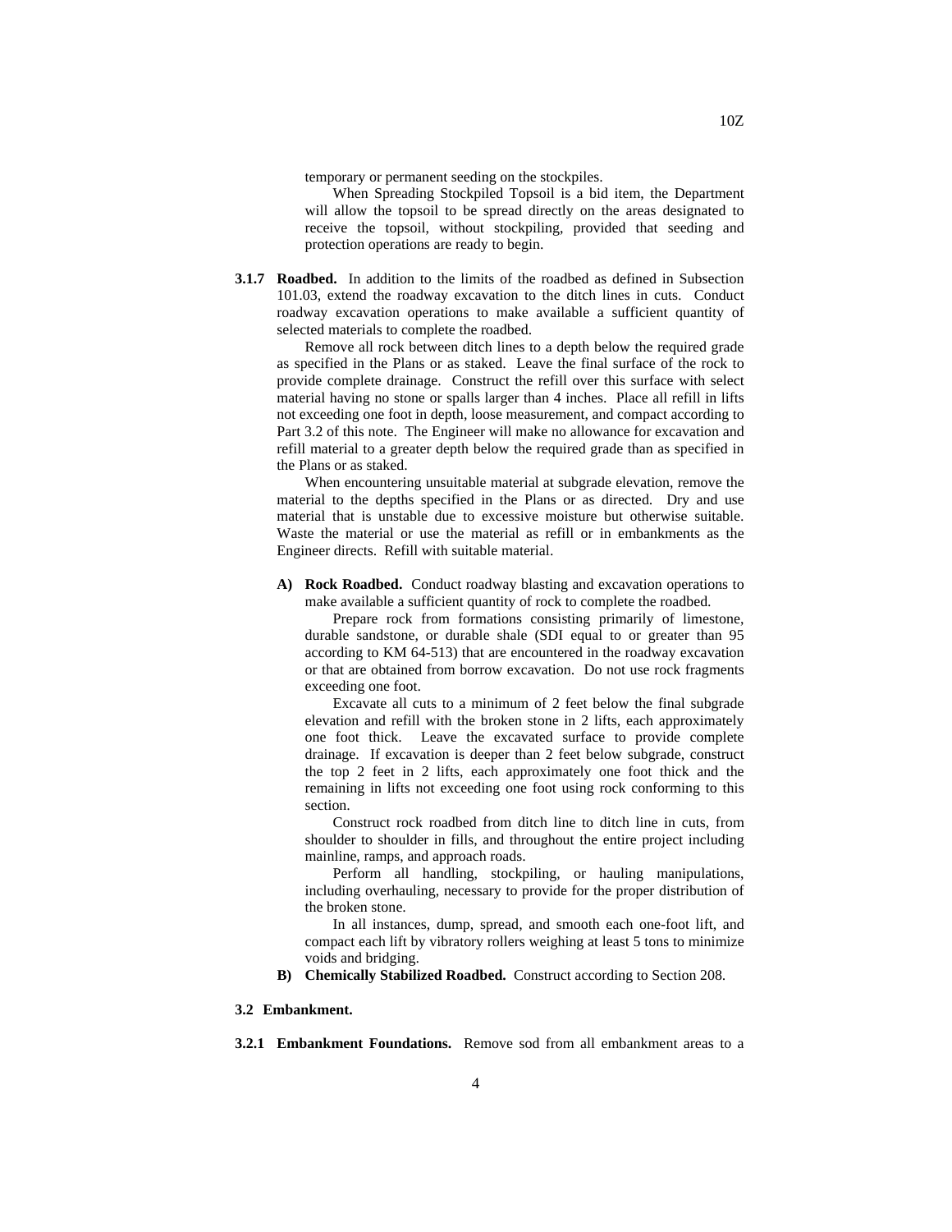temporary or permanent seeding on the stockpiles.

When Spreading Stockpiled Topsoil is a bid item, the Department will allow the topsoil to be spread directly on the areas designated to receive the topsoil, without stockpiling, provided that seeding and protection operations are ready to begin.

**3.1.7 Roadbed.** In addition to the limits of the roadbed as defined in Subsection 101.03, extend the roadway excavation to the ditch lines in cuts. Conduct roadway excavation operations to make available a sufficient quantity of selected materials to complete the roadbed.

Remove all rock between ditch lines to a depth below the required grade as specified in the Plans or as staked. Leave the final surface of the rock to provide complete drainage. Construct the refill over this surface with select material having no stone or spalls larger than 4 inches. Place all refill in lifts not exceeding one foot in depth, loose measurement, and compact according to Part 3.2 of this note. The Engineer will make no allowance for excavation and refill material to a greater depth below the required grade than as specified in the Plans or as staked.

When encountering unsuitable material at subgrade elevation, remove the material to the depths specified in the Plans or as directed. Dry and use material that is unstable due to excessive moisture but otherwise suitable. Waste the material or use the material as refill or in embankments as the Engineer directs. Refill with suitable material.

**A) Rock Roadbed.** Conduct roadway blasting and excavation operations to make available a sufficient quantity of rock to complete the roadbed.

Prepare rock from formations consisting primarily of limestone, durable sandstone, or durable shale (SDI equal to or greater than 95 according to KM 64-513) that are encountered in the roadway excavation or that are obtained from borrow excavation. Do not use rock fragments exceeding one foot.

Excavate all cuts to a minimum of 2 feet below the final subgrade elevation and refill with the broken stone in 2 lifts, each approximately one foot thick. Leave the excavated surface to provide complete drainage. If excavation is deeper than 2 feet below subgrade, construct the top 2 feet in 2 lifts, each approximately one foot thick and the remaining in lifts not exceeding one foot using rock conforming to this section.

Construct rock roadbed from ditch line to ditch line in cuts, from shoulder to shoulder in fills, and throughout the entire project including mainline, ramps, and approach roads.

Perform all handling, stockpiling, or hauling manipulations, including overhauling, necessary to provide for the proper distribution of the broken stone.

In all instances, dump, spread, and smooth each one-foot lift, and compact each lift by vibratory rollers weighing at least 5 tons to minimize voids and bridging.

**B) Chemically Stabilized Roadbed.** Construct according to Section 208.

**3.2 Embankment.**

**3.2.1 Embankment Foundations.** Remove sod from all embankment areas to a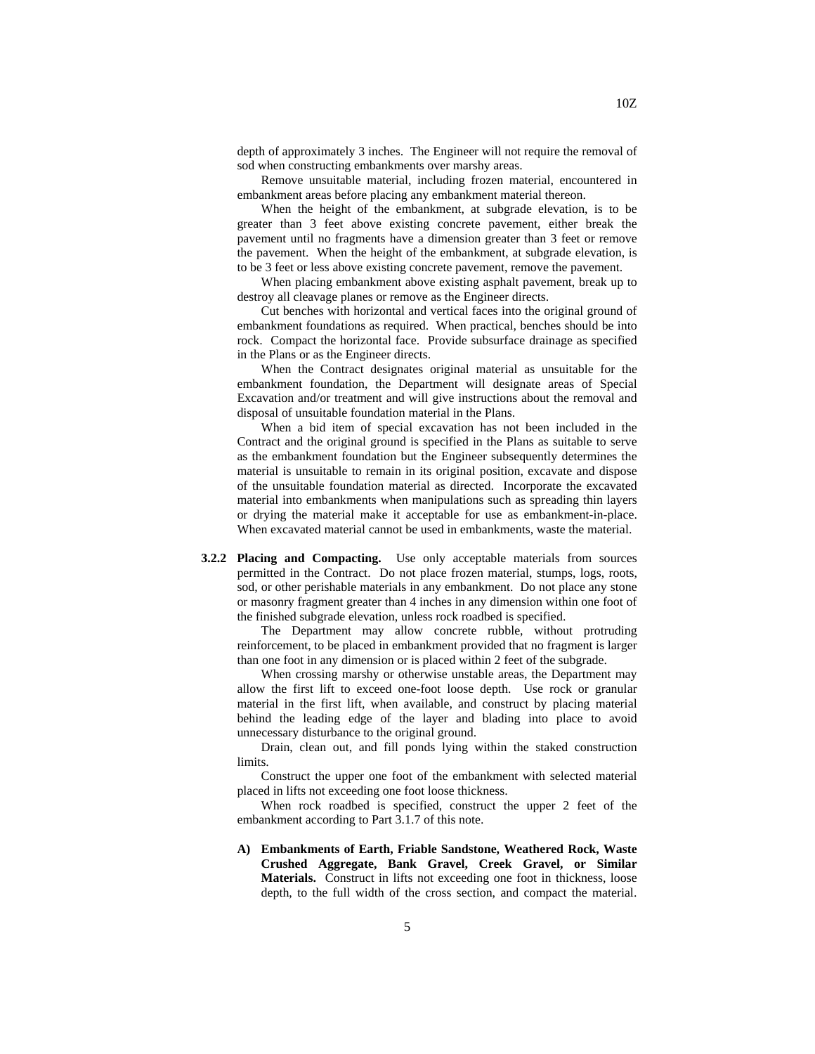depth of approximately 3 inches. The Engineer will not require the removal of sod when constructing embankments over marshy areas.

Remove unsuitable material, including frozen material, encountered in embankment areas before placing any embankment material thereon.

When the height of the embankment, at subgrade elevation, is to be greater than 3 feet above existing concrete pavement, either break the pavement until no fragments have a dimension greater than 3 feet or remove the pavement. When the height of the embankment, at subgrade elevation, is to be 3 feet or less above existing concrete pavement, remove the pavement.

When placing embankment above existing asphalt pavement, break up to destroy all cleavage planes or remove as the Engineer directs.

Cut benches with horizontal and vertical faces into the original ground of embankment foundations as required. When practical, benches should be into rock. Compact the horizontal face. Provide subsurface drainage as specified in the Plans or as the Engineer directs.

When the Contract designates original material as unsuitable for the embankment foundation, the Department will designate areas of Special Excavation and/or treatment and will give instructions about the removal and disposal of unsuitable foundation material in the Plans.

When a bid item of special excavation has not been included in the Contract and the original ground is specified in the Plans as suitable to serve as the embankment foundation but the Engineer subsequently determines the material is unsuitable to remain in its original position, excavate and dispose of the unsuitable foundation material as directed. Incorporate the excavated material into embankments when manipulations such as spreading thin layers or drying the material make it acceptable for use as embankment-in-place. When excavated material cannot be used in embankments, waste the material.

**3.2.2 Placing and Compacting.** Use only acceptable materials from sources permitted in the Contract. Do not place frozen material, stumps, logs, roots, sod, or other perishable materials in any embankment. Do not place any stone or masonry fragment greater than 4 inches in any dimension within one foot of the finished subgrade elevation, unless rock roadbed is specified.

The Department may allow concrete rubble, without protruding reinforcement, to be placed in embankment provided that no fragment is larger than one foot in any dimension or is placed within 2 feet of the subgrade.

When crossing marshy or otherwise unstable areas, the Department may allow the first lift to exceed one-foot loose depth. Use rock or granular material in the first lift, when available, and construct by placing material behind the leading edge of the layer and blading into place to avoid unnecessary disturbance to the original ground.

Drain, clean out, and fill ponds lying within the staked construction limits.

Construct the upper one foot of the embankment with selected material placed in lifts not exceeding one foot loose thickness.

When rock roadbed is specified, construct the upper 2 feet of the embankment according to Part 3.1.7 of this note.

**A) Embankments of Earth, Friable Sandstone, Weathered Rock, Waste Crushed Aggregate, Bank Gravel, Creek Gravel, or Similar Materials.** Construct in lifts not exceeding one foot in thickness, loose depth, to the full width of the cross section, and compact the material.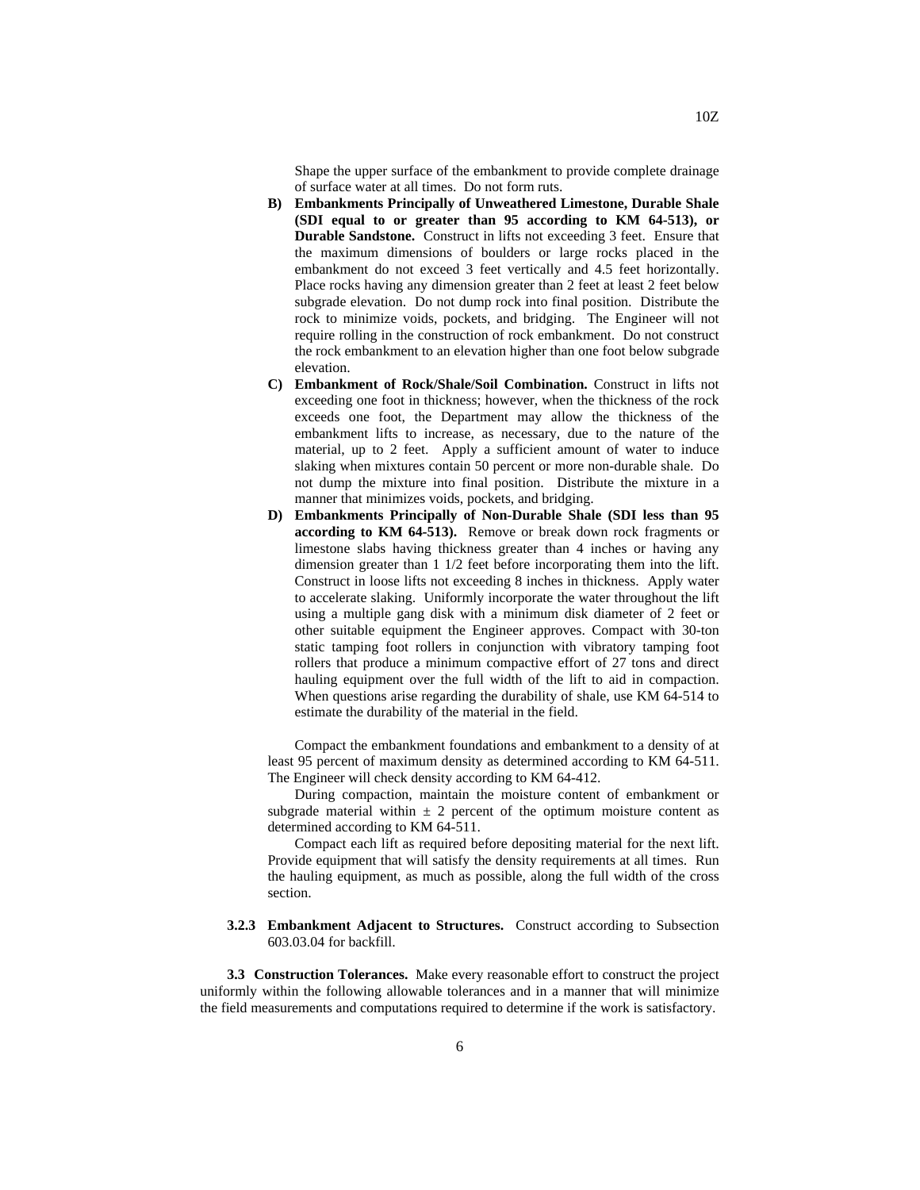Shape the upper surface of the embankment to provide complete drainage of surface water at all times. Do not form ruts.

**B) Embankments Principally of Unweathered Limestone, Durable Shale (SDI equal to or greater than 95 according to KM 64-513), or Durable Sandstone.** Construct in lifts not exceeding 3 feet. Ensure that the maximum dimensions of boulders or large rocks placed in the embankment do not exceed 3 feet vertically and 4.5 feet horizontally. Place rocks having any dimension greater than 2 feet at least 2 feet below subgrade elevation. Do not dump rock into final position. Distribute the rock to minimize voids, pockets, and bridging. The Engineer will not require rolling in the construction of rock embankment. Do not construct the rock embankment to an elevation higher than one foot below subgrade elevation.

**C) Embankment of Rock/Shale/Soil Combination.** Construct in lifts not exceeding one foot in thickness; however, when the thickness of the rock exceeds one foot, the Department may allow the thickness of the embankment lifts to increase, as necessary, due to the nature of the material, up to 2 feet. Apply a sufficient amount of water to induce slaking when mixtures contain 50 percent or more non-durable shale. Do not dump the mixture into final position. Distribute the mixture in a manner that minimizes voids, pockets, and bridging.

**D) Embankments Principally of Non-Durable Shale (SDI less than 95 according to KM 64-513).** Remove or break down rock fragments or limestone slabs having thickness greater than 4 inches or having any dimension greater than 1 1/2 feet before incorporating them into the lift. Construct in loose lifts not exceeding 8 inches in thickness. Apply water to accelerate slaking. Uniformly incorporate the water throughout the lift using a multiple gang disk with a minimum disk diameter of 2 feet or other suitable equipment the Engineer approves. Compact with 30-ton static tamping foot rollers in conjunction with vibratory tamping foot rollers that produce a minimum compactive effort of 27 tons and direct hauling equipment over the full width of the lift to aid in compaction. When questions arise regarding the durability of shale, use KM 64-514 to estimate the durability of the material in the field.

Compact the embankment foundations and embankment to a density of at least 95 percent of maximum density as determined according to KM 64-511. The Engineer will check density according to KM 64-412.

During compaction, maintain the moisture content of embankment or subgrade material within $\pm$ 2 percent of the optimum moisture content as determined according to KM 64-511.

Compact each lift as required before depositing material for the next lift. Provide equipment that will satisfy the density requirements at all times. Run the hauling equipment, as much as possible, along the full width of the cross section.

**3.2.3 Embankment Adjacent to Structures.** Construct according to Subsection 603.03.04 for backfill.

**3.3 Construction Tolerances.** Make every reasonable effort to construct the project uniformly within the following allowable tolerances and in a manner that will minimize the field measurements and computations required to determine if the work is satisfactory.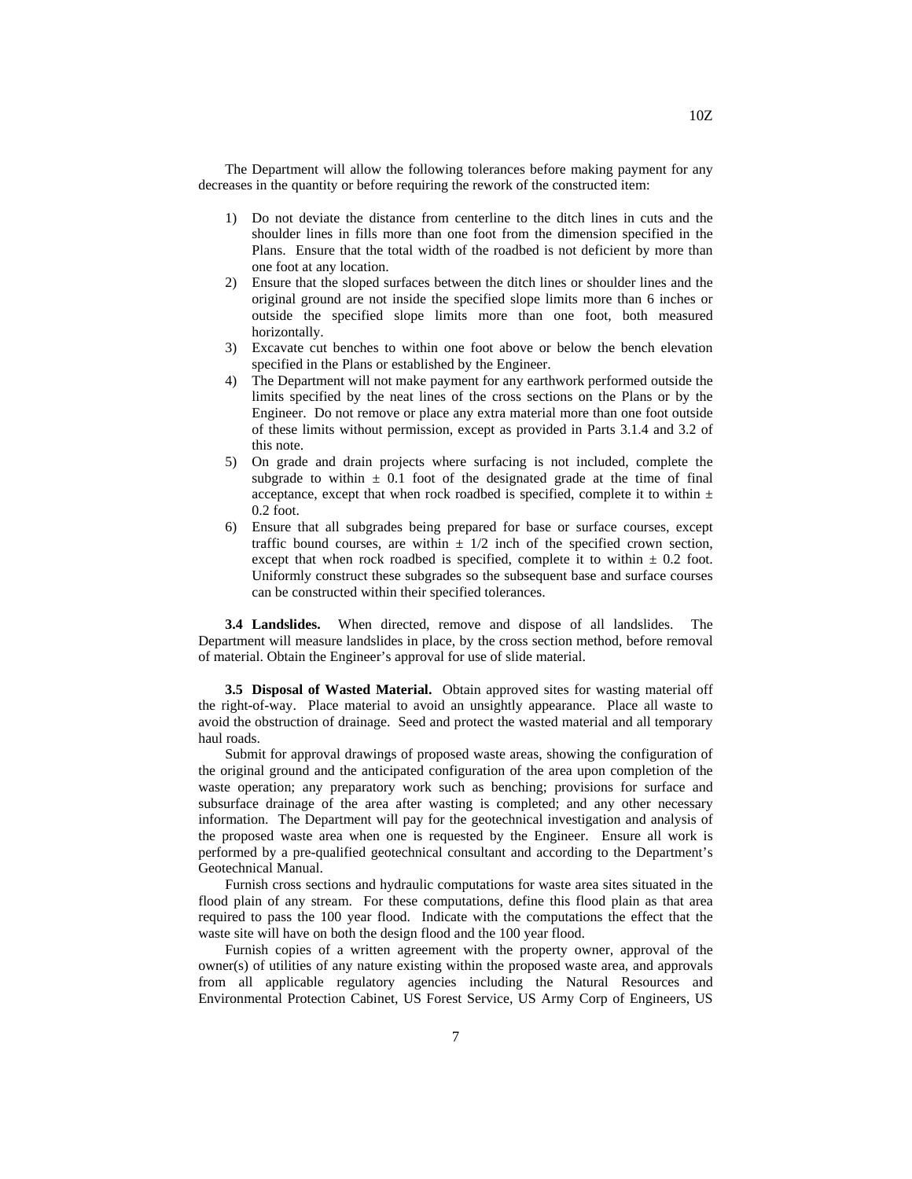The Department will allow the following tolerances before making payment for any decreases in the quantity or before requiring the rework of the constructed item:

1) Do not deviate the distance from centerline to the ditch lines in cuts and the shoulder lines in fills more than one foot from the dimension specified in the Plans. Ensure that the total width of the roadbed is not deficient by more than one foot at any location.
2) Ensure that the sloped surfaces between the ditch lines or shoulder lines and the original ground are not inside the specified slope limits more than 6 inches or outside the specified slope limits more than one foot, both measured horizontally.
3) Excavate cut benches to within one foot above or below the bench elevation specified in the Plans or established by the Engineer.
4) The Department will not make payment for any earthwork performed outside the limits specified by the neat lines of the cross sections on the Plans or by the Engineer. Do not remove or place any extra material more than one foot outside of these limits without permission, except as provided in Parts 3.1.4 and 3.2 of this note.
5) On grade and drain projects where surfacing is not included, complete the subgrade to within ± 0.1 foot of the designated grade at the time of final acceptance, except that when rock roadbed is specified, complete it to within ± 0.2 foot.
6) Ensure that all subgrades being prepared for base or surface courses, except traffic bound courses, are within ± 1/2 inch of the specified crown section, except that when rock roadbed is specified, complete it to within ± 0.2 foot. Uniformly construct these subgrades so the subsequent base and surface courses can be constructed within their specified tolerances.

**3.4 Landslides.** When directed, remove and dispose of all landslides. The Department will measure landslides in place, by the cross section method, before removal of material. Obtain the Engineer's approval for use of slide material.

**3.5 Disposal of Wasted Material.** Obtain approved sites for wasting material off the right-of-way. Place material to avoid an unsightly appearance. Place all waste to avoid the obstruction of drainage. Seed and protect the wasted material and all temporary haul roads.

Submit for approval drawings of proposed waste areas, showing the configuration of the original ground and the anticipated configuration of the area upon completion of the waste operation; any preparatory work such as benching; provisions for surface and subsurface drainage of the area after wasting is completed; and any other necessary information. The Department will pay for the geotechnical investigation and analysis of the proposed waste area when one is requested by the Engineer. Ensure all work is performed by a pre-qualified geotechnical consultant and according to the Department's Geotechnical Manual.

Furnish cross sections and hydraulic computations for waste area sites situated in the flood plain of any stream. For these computations, define this flood plain as that area required to pass the 100 year flood. Indicate with the computations the effect that the waste site will have on both the design flood and the 100 year flood.

Furnish copies of a written agreement with the property owner, approval of the owner(s) of utilities of any nature existing within the proposed waste area, and approvals from all applicable regulatory agencies including the Natural Resources and Environmental Protection Cabinet, US Forest Service, US Army Corp of Engineers, US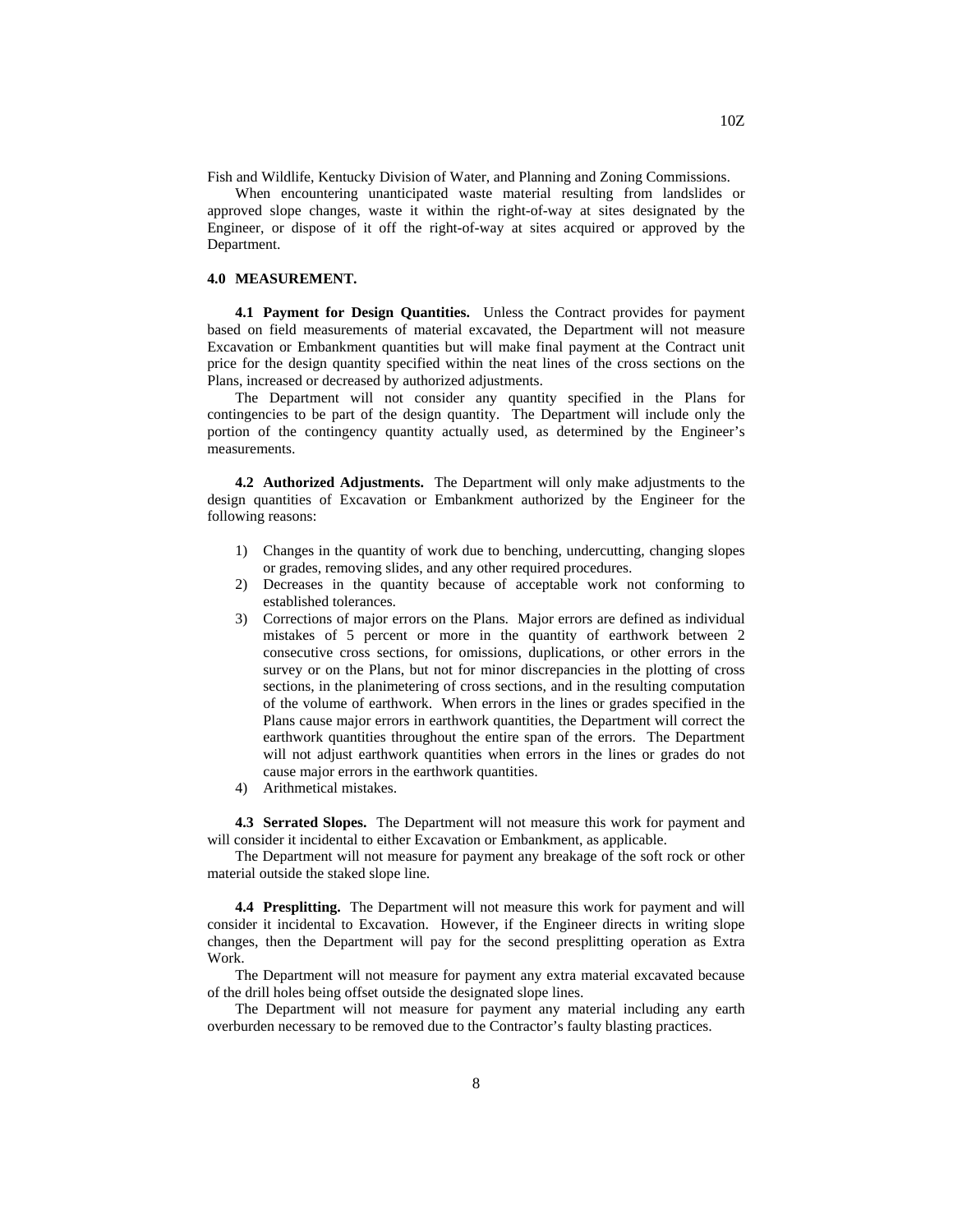Fish and Wildlife, Kentucky Division of Water, and Planning and Zoning Commissions.

When encountering unanticipated waste material resulting from landslides or approved slope changes, waste it within the right-of-way at sites designated by the Engineer, or dispose of it off the right-of-way at sites acquired or approved by the Department.

## 4.0 MEASUREMENT.

**4.1 Payment for Design Quantities.** Unless the Contract provides for payment based on field measurements of material excavated, the Department will not measure Excavation or Embankment quantities but will make final payment at the Contract unit price for the design quantity specified within the neat lines of the cross sections on the Plans, increased or decreased by authorized adjustments.

The Department will not consider any quantity specified in the Plans for contingencies to be part of the design quantity. The Department will include only the portion of the contingency quantity actually used, as determined by the Engineer's measurements.

**4.2 Authorized Adjustments.** The Department will only make adjustments to the design quantities of Excavation or Embankment authorized by the Engineer for the following reasons:

1) Changes in the quantity of work due to benching, undercutting, changing slopes or grades, removing slides, and any other required procedures.
2) Decreases in the quantity because of acceptable work not conforming to established tolerances.
3) Corrections of major errors on the Plans. Major errors are defined as individual mistakes of 5 percent or more in the quantity of earthwork between 2 consecutive cross sections, for omissions, duplications, or other errors in the survey or on the Plans, but not for minor discrepancies in the plotting of cross sections, in the planimetering of cross sections, and in the resulting computation of the volume of earthwork. When errors in the lines or grades specified in the Plans cause major errors in earthwork quantities, the Department will correct the earthwork quantities throughout the entire span of the errors. The Department will not adjust earthwork quantities when errors in the lines or grades do not cause major errors in the earthwork quantities.
4) Arithmetical mistakes.

**4.3 Serrated Slopes.** The Department will not measure this work for payment and will consider it incidental to either Excavation or Embankment, as applicable.

The Department will not measure for payment any breakage of the soft rock or other material outside the staked slope line.

**4.4 Presplitting.** The Department will not measure this work for payment and will consider it incidental to Excavation. However, if the Engineer directs in writing slope changes, then the Department will pay for the second presplitting operation as Extra Work.

The Department will not measure for payment any extra material excavated because of the drill holes being offset outside the designated slope lines.

The Department will not measure for payment any material including any earth overburden necessary to be removed due to the Contractor's faulty blasting practices.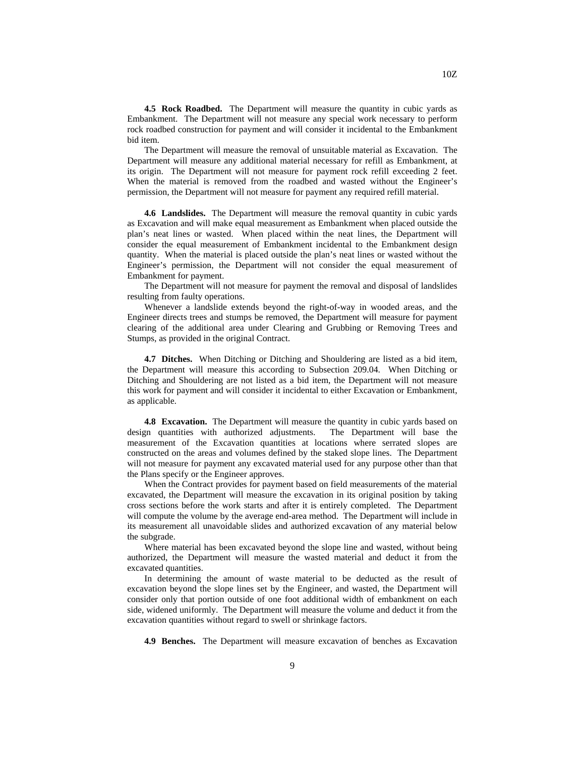**4.5 Rock Roadbed.** The Department will measure the quantity in cubic yards as Embankment. The Department will not measure any special work necessary to perform rock roadbed construction for payment and will consider it incidental to the Embankment bid item.

The Department will measure the removal of unsuitable material as Excavation. The Department will measure any additional material necessary for refill as Embankment, at its origin. The Department will not measure for payment rock refill exceeding 2 feet. When the material is removed from the roadbed and wasted without the Engineer's permission, the Department will not measure for payment any required refill material.

**4.6 Landslides.** The Department will measure the removal quantity in cubic yards as Excavation and will make equal measurement as Embankment when placed outside the plan's neat lines or wasted. When placed within the neat lines, the Department will consider the equal measurement of Embankment incidental to the Embankment design quantity. When the material is placed outside the plan's neat lines or wasted without the Engineer's permission, the Department will not consider the equal measurement of Embankment for payment.

The Department will not measure for payment the removal and disposal of landslides resulting from faulty operations.

Whenever a landslide extends beyond the right-of-way in wooded areas, and the Engineer directs trees and stumps be removed, the Department will measure for payment clearing of the additional area under Clearing and Grubbing or Removing Trees and Stumps, as provided in the original Contract.

**4.7 Ditches.** When Ditching or Ditching and Shouldering are listed as a bid item, the Department will measure this according to Subsection 209.04. When Ditching or Ditching and Shouldering are not listed as a bid item, the Department will not measure this work for payment and will consider it incidental to either Excavation or Embankment, as applicable.

**4.8 Excavation.** The Department will measure the quantity in cubic yards based on design quantities with authorized adjustments. The Department will base the measurement of the Excavation quantities at locations where serrated slopes are constructed on the areas and volumes defined by the staked slope lines. The Department will not measure for payment any excavated material used for any purpose other than that the Plans specify or the Engineer approves.

When the Contract provides for payment based on field measurements of the material excavated, the Department will measure the excavation in its original position by taking cross sections before the work starts and after it is entirely completed. The Department will compute the volume by the average end-area method. The Department will include in its measurement all unavoidable slides and authorized excavation of any material below the subgrade.

Where material has been excavated beyond the slope line and wasted, without being authorized, the Department will measure the wasted material and deduct it from the excavated quantities.

In determining the amount of waste material to be deducted as the result of excavation beyond the slope lines set by the Engineer, and wasted, the Department will consider only that portion outside of one foot additional width of embankment on each side, widened uniformly. The Department will measure the volume and deduct it from the excavation quantities without regard to swell or shrinkage factors.

**4.9 Benches.** The Department will measure excavation of benches as Excavation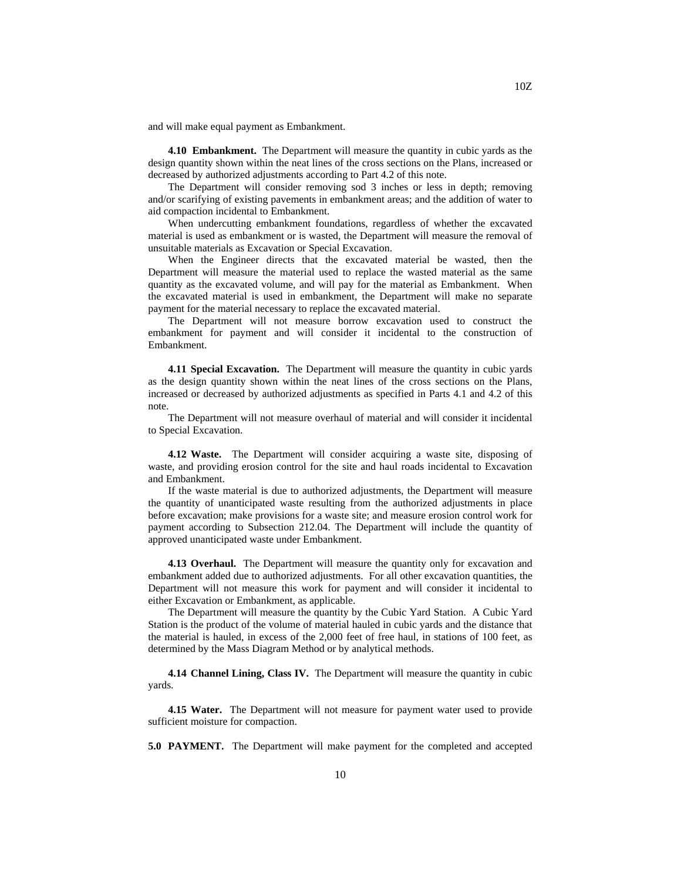and will make equal payment as Embankment.

**4.10 Embankment.** The Department will measure the quantity in cubic yards as the design quantity shown within the neat lines of the cross sections on the Plans, increased or decreased by authorized adjustments according to Part 4.2 of this note.

The Department will consider removing sod 3 inches or less in depth; removing and/or scarifying of existing pavements in embankment areas; and the addition of water to aid compaction incidental to Embankment.

When undercutting embankment foundations, regardless of whether the excavated material is used as embankment or is wasted, the Department will measure the removal of unsuitable materials as Excavation or Special Excavation.

When the Engineer directs that the excavated material be wasted, then the Department will measure the material used to replace the wasted material as the same quantity as the excavated volume, and will pay for the material as Embankment. When the excavated material is used in embankment, the Department will make no separate payment for the material necessary to replace the excavated material.

The Department will not measure borrow excavation used to construct the embankment for payment and will consider it incidental to the construction of Embankment.

**4.11 Special Excavation.** The Department will measure the quantity in cubic yards as the design quantity shown within the neat lines of the cross sections on the Plans, increased or decreased by authorized adjustments as specified in Parts 4.1 and 4.2 of this note.

The Department will not measure overhaul of material and will consider it incidental to Special Excavation.

**4.12 Waste.** The Department will consider acquiring a waste site, disposing of waste, and providing erosion control for the site and haul roads incidental to Excavation and Embankment.

If the waste material is due to authorized adjustments, the Department will measure the quantity of unanticipated waste resulting from the authorized adjustments in place before excavation; make provisions for a waste site; and measure erosion control work for payment according to Subsection 212.04. The Department will include the quantity of approved unanticipated waste under Embankment.

**4.13 Overhaul.** The Department will measure the quantity only for excavation and embankment added due to authorized adjustments. For all other excavation quantities, the Department will not measure this work for payment and will consider it incidental to either Excavation or Embankment, as applicable.

The Department will measure the quantity by the Cubic Yard Station. A Cubic Yard Station is the product of the volume of material hauled in cubic yards and the distance that the material is hauled, in excess of the 2,000 feet of free haul, in stations of 100 feet, as determined by the Mass Diagram Method or by analytical methods.

**4.14 Channel Lining, Class IV.** The Department will measure the quantity in cubic yards.

**4.15 Water.** The Department will not measure for payment water used to provide sufficient moisture for compaction.

**5.0 PAYMENT.** The Department will make payment for the completed and accepted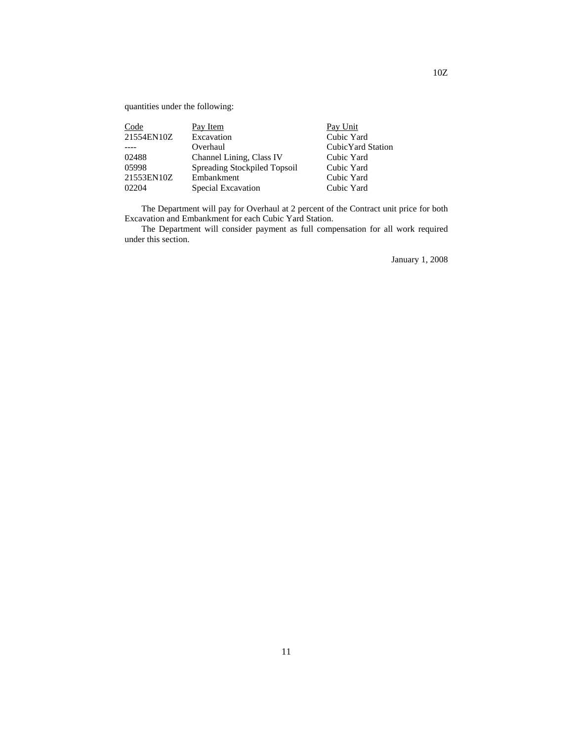quantities under the following:

| Code | Pay Item | Pay Unit |
|---|---|---|
| 21554EN10Z | Excavation | Cubic Yard |
| ---- | Overhaul | CubicYard Station |
| 02488 | Channel Lining, Class IV | Cubic Yard |
| 05998 | Spreading Stockpiled Topsoil | Cubic Yard |
| 21553EN10Z | Embankment | Cubic Yard |
| 02204 | Special Excavation | Cubic Yard |

The Department will pay for Overhaul at 2 percent of the Contract unit price for both Excavation and Embankment for each Cubic Yard Station.

The Department will consider payment as full compensation for all work required under this section.

January 1, 2008